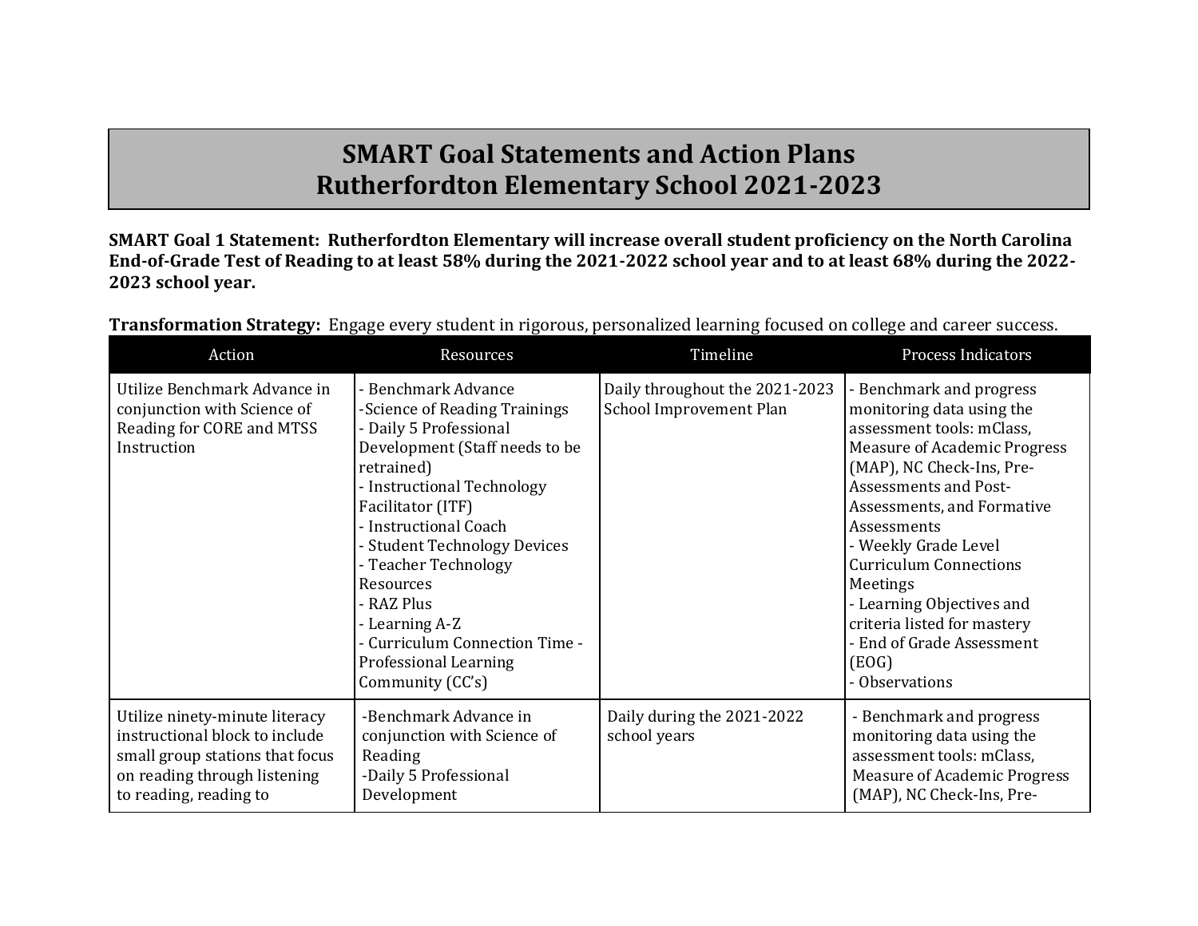# SMART Goal Statements and Action Plans
# Rutherfordton Elementary School 2021-2023

**SMART Goal 1 Statement: Rutherfordton Elementary will increase overall student proficiency on the North Carolina End-of-Grade Test of Reading to at least 58% during the 2021-2022 school year and to at least 68% during the 2022-2023 school year.**

**Transformation Strategy:** Engage every student in rigorous, personalized learning focused on college and career success.

| Action | Resources | Timeline | Process Indicators |
|---|---|---|---|
| Utilize Benchmark Advance in conjunction with Science of Reading for CORE and MTSS Instruction | - Benchmark Advance<br>-Science of Reading Trainings<br>- Daily 5 Professional Development (Staff needs to be retrained)<br>- Instructional Technology Facilitator (ITF)<br>- Instructional Coach<br>- Student Technology Devices<br>- Teacher Technology Resources<br>- RAZ Plus<br>- Learning A-Z<br>- Curriculum Connection Time - Professional Learning Community (CC's) | Daily throughout the 2021-2023 School Improvement Plan | - Benchmark and progress monitoring data using the assessment tools: mClass, Measure of Academic Progress (MAP), NC Check-Ins, Pre-Assessments and Post-Assessments, and Formative Assessments<br>- Weekly Grade Level Curriculum Connections Meetings<br>- Learning Objectives and criteria listed for mastery<br>- End of Grade Assessment (EOG)<br>- Observations |
| Utilize ninety-minute literacy instructional block to include small group stations that focus on reading through listening to reading, reading to | -Benchmark Advance in conjunction with Science of Reading<br>-Daily 5 Professional Development | Daily during the 2021-2022 school years | - Benchmark and progress monitoring data using the assessment tools: mClass, Measure of Academic Progress (MAP), NC Check-Ins, Pre- |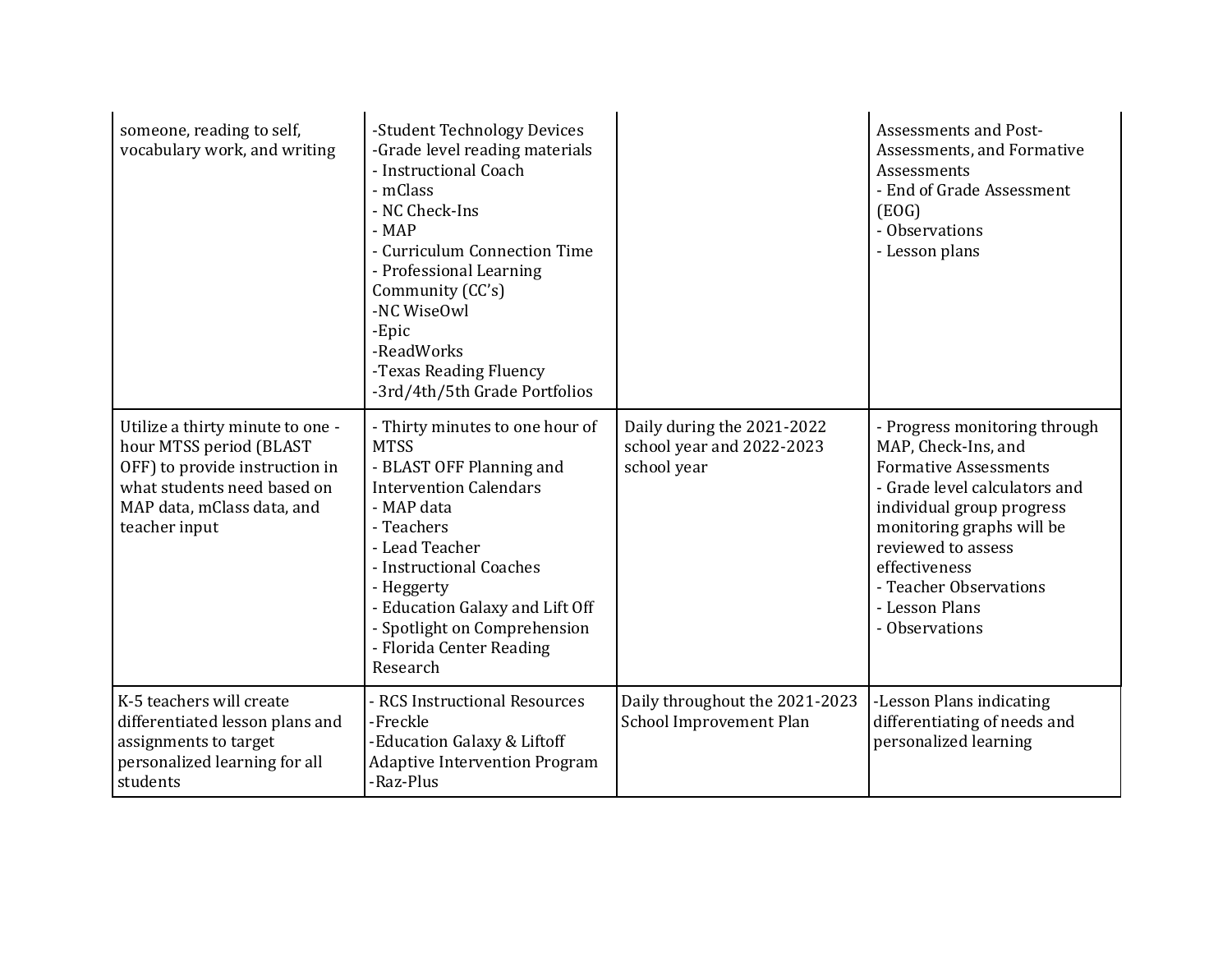| | | | |
|---|---|---|---|
| someone, reading to self, vocabulary work, and writing | -Student Technology Devices<br>-Grade level reading materials<br>- Instructional Coach<br>- mClass<br>- NC Check-Ins<br>- MAP<br>- Curriculum Connection Time<br>- Professional Learning Community (CC's)<br>-NC WiseOwl<br>-Epic<br>-ReadWorks<br>-Texas Reading Fluency<br>-3rd/4th/5th Grade Portfolios | | Assessments and Post-Assessments, and Formative Assessments<br>- End of Grade Assessment (EOG)<br>- Observations<br>- Lesson plans |
| Utilize a thirty minute to one - hour MTSS period (BLAST OFF) to provide instruction in what students need based on MAP data, mClass data, and teacher input | - Thirty minutes to one hour of MTSS<br>- BLAST OFF Planning and Intervention Calendars<br>- MAP data<br>- Teachers<br>- Lead Teacher<br>- Instructional Coaches<br>- Heggerty<br>- Education Galaxy and Lift Off<br>- Spotlight on Comprehension<br>- Florida Center Reading Research | Daily during the 2021-2022 school year and 2022-2023 school year | - Progress monitoring through MAP, Check-Ins, and Formative Assessments<br>- Grade level calculators and individual group progress monitoring graphs will be reviewed to assess effectiveness<br>- Teacher Observations<br>- Lesson Plans<br>- Observations |
| K-5 teachers will create differentiated lesson plans and assignments to target personalized learning for all students | - RCS Instructional Resources<br>-Freckle<br>-Education Galaxy & Liftoff Adaptive Intervention Program<br>-Raz-Plus | Daily throughout the 2021-2023 School Improvement Plan | -Lesson Plans indicating differentiating of needs and personalized learning |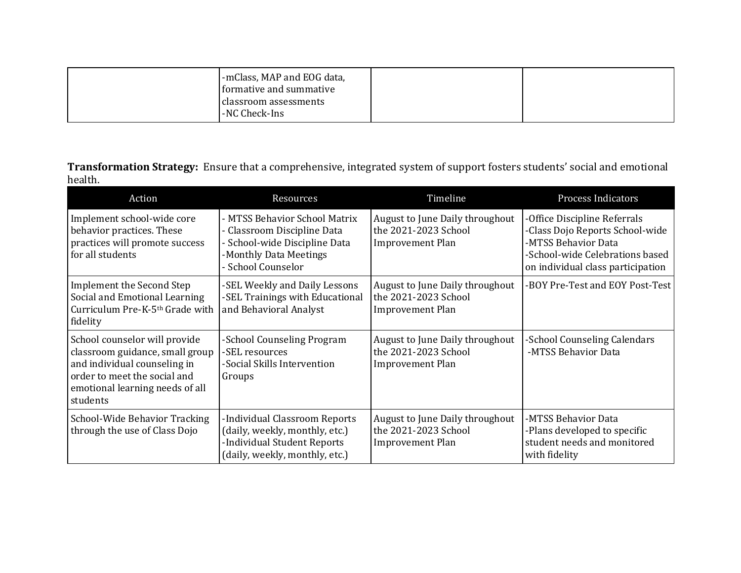| | | | |
|---|---|---|---|
| | -mClass, MAP and EOG data, formative and summative classroom assessments<br>-NC Check-Ins | | |

**Transformation Strategy:** Ensure that a comprehensive, integrated system of support fosters students' social and emotional health.

| Action | Resources | Timeline | Process Indicators |
|---|---|---|---|
| Implement school-wide core behavior practices. These practices will promote success for all students | - MTSS Behavior School Matrix<br>- Classroom Discipline Data<br>- School-wide Discipline Data<br>-Monthly Data Meetings<br>- School Counselor | August to June Daily throughout the 2021-2023 School Improvement Plan | -Office Discipline Referrals<br>-Class Dojo Reports School-wide<br>-MTSS Behavior Data<br>-School-wide Celebrations based on individual class participation |
| Implement the Second Step Social and Emotional Learning Curriculum Pre-K-5th Grade with fidelity | -SEL Weekly and Daily Lessons<br>-SEL Trainings with Educational and Behavioral Analyst | August to June Daily throughout the 2021-2023 School Improvement Plan | -BOY Pre-Test and EOY Post-Test |
| School counselor will provide classroom guidance, small group and individual counseling in order to meet the social and emotional learning needs of all students | -School Counseling Program<br>-SEL resources<br>-Social Skills Intervention Groups | August to June Daily throughout the 2021-2023 School Improvement Plan | -School Counseling Calendars<br>-MTSS Behavior Data |
| School-Wide Behavior Tracking through the use of Class Dojo | -Individual Classroom Reports (daily, weekly, monthly, etc.)<br>-Individual Student Reports (daily, weekly, monthly, etc.) | August to June Daily throughout the 2021-2023 School Improvement Plan | -MTSS Behavior Data<br>-Plans developed to specific student needs and monitored with fidelity |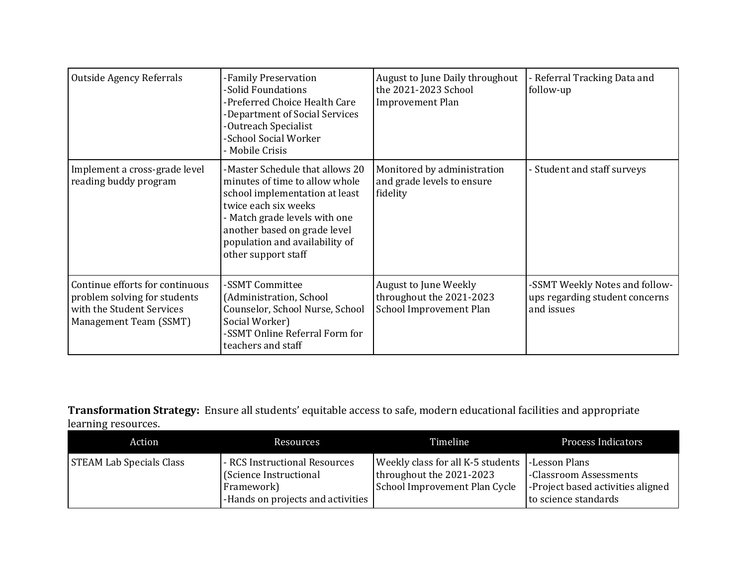| | | | |
|---|---|---|---|
| Outside Agency Referrals | -Family Preservation<br>-Solid Foundations<br>-Preferred Choice Health Care<br>-Department of Social Services<br>-Outreach Specialist<br>-School Social Worker<br>- Mobile Crisis | August to June Daily throughout the 2021-2023 School Improvement Plan | - Referral Tracking Data and follow-up |
| Implement a cross-grade level reading buddy program | -Master Schedule that allows 20 minutes of time to allow whole school implementation at least twice each six weeks<br>- Match grade levels with one another based on grade level population and availability of other support staff | Monitored by administration and grade levels to ensure fidelity | - Student and staff surveys |
| Continue efforts for continuous problem solving for students with the Student Services Management Team (SSMT) | -SSMT Committee (Administration, School Counselor, School Nurse, School Social Worker)<br>-SSMT Online Referral Form for teachers and staff | August to June Weekly throughout the 2021-2023 School Improvement Plan | -SSMT Weekly Notes and follow-ups regarding student concerns and issues |

**Transformation Strategy:** Ensure all students' equitable access to safe, modern educational facilities and appropriate learning resources.

| Action | Resources | Timeline | Process Indicators |
|---|---|---|---|
| STEAM Lab Specials Class | - RCS Instructional Resources (Science Instructional Framework)<br>-Hands on projects and activities | Weekly class for all K-5 students throughout the 2021-2023 School Improvement Plan Cycle | -Lesson Plans<br>-Classroom Assessments<br>-Project based activities aligned to science standards |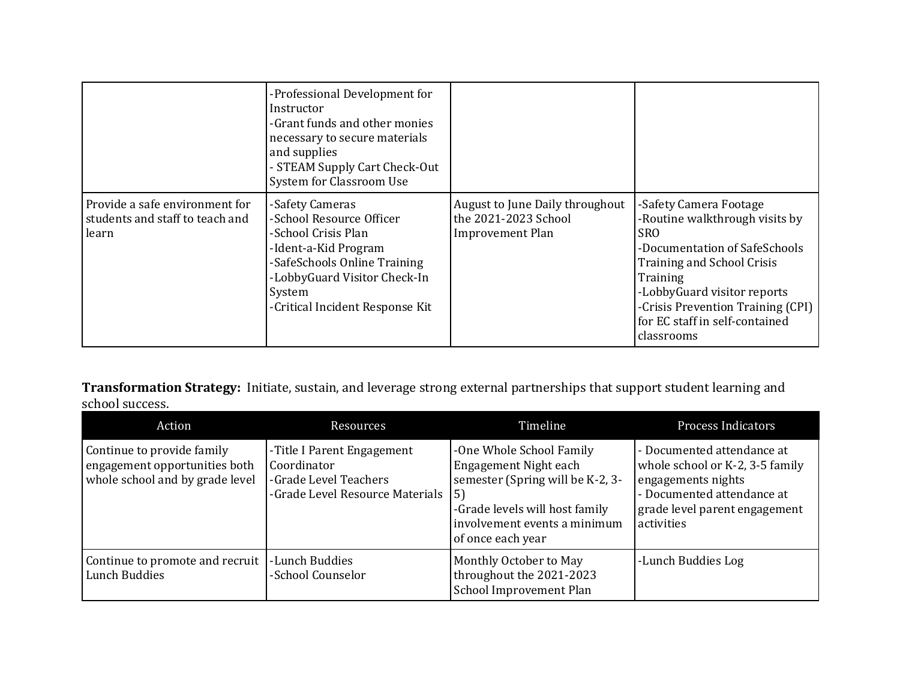| | | | |
|---|---|---|---|
| | -Professional Development for Instructor<br>-Grant funds and other monies necessary to secure materials and supplies<br>- STEAM Supply Cart Check-Out System for Classroom Use | | |
| Provide a safe environment for students and staff to teach and learn | -Safety Cameras<br>-School Resource Officer<br>-School Crisis Plan<br>-Ident-a-Kid Program<br>-SafeSchools Online Training<br>-LobbyGuard Visitor Check-In System<br>-Critical Incident Response Kit | August to June Daily throughout the 2021-2023 School Improvement Plan | -Safety Camera Footage<br>-Routine walkthrough visits by SRO<br>-Documentation of SafeSchools Training and School Crisis Training<br>-LobbyGuard visitor reports<br>-Crisis Prevention Training (CPI) for EC staff in self-contained classrooms |

**Transformation Strategy:** Initiate, sustain, and leverage strong external partnerships that support student learning and school success.

| Action | Resources | Timeline | Process Indicators |
|---|---|---|---|
| Continue to provide family engagement opportunities both whole school and by grade level | -Title I Parent Engagement Coordinator<br>-Grade Level Teachers<br>-Grade Level Resource Materials | -One Whole School Family Engagement Night each semester (Spring will be K-2, 3-5)<br>-Grade levels will host family involvement events a minimum of once each year | - Documented attendance at whole school or K-2, 3-5 family engagements nights<br>- Documented attendance at grade level parent engagement activities |
| Continue to promote and recruit Lunch Buddies | -Lunch Buddies<br>-School Counselor | Monthly October to May throughout the 2021-2023 School Improvement Plan | -Lunch Buddies Log |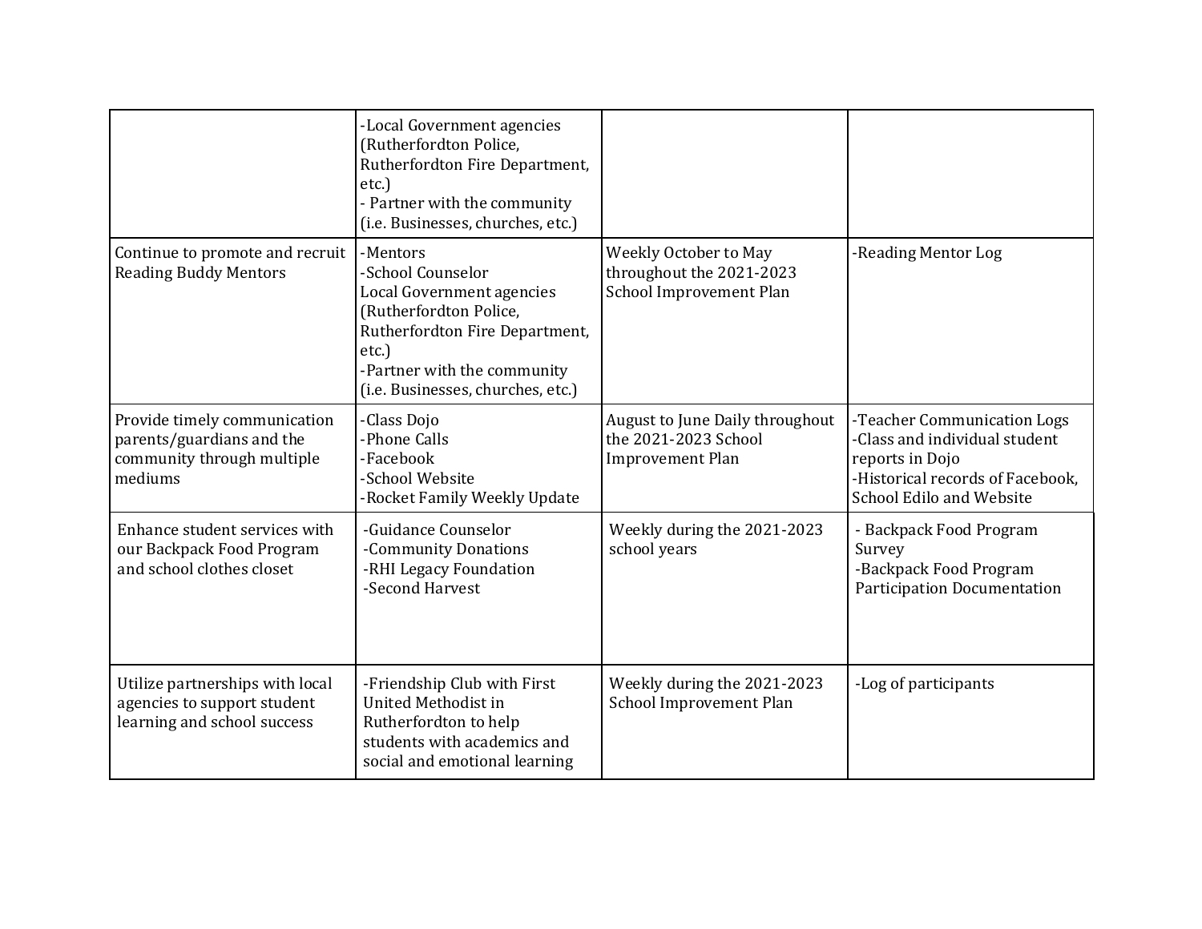| | | | |
|---|---|---|---|
| | -Local Government agencies (Rutherfordton Police, Rutherfordton Fire Department, etc.)<br>- Partner with the community (i.e. Businesses, churches, etc.) | | |
| Continue to promote and recruit Reading Buddy Mentors | -Mentors<br>-School Counselor<br>Local Government agencies (Rutherfordton Police, Rutherfordton Fire Department, etc.)<br>-Partner with the community (i.e. Businesses, churches, etc.) | Weekly October to May throughout the 2021-2023 School Improvement Plan | -Reading Mentor Log |
| Provide timely communication parents/guardians and the community through multiple mediums | -Class Dojo<br>-Phone Calls<br>-Facebook<br>-School Website<br>-Rocket Family Weekly Update | August to June Daily throughout the 2021-2023 School Improvement Plan | -Teacher Communication Logs<br>-Class and individual student reports in Dojo<br>-Historical records of Facebook, School Edilo and Website |
| Enhance student services with our Backpack Food Program and school clothes closet | -Guidance Counselor<br>-Community Donations<br>-RHI Legacy Foundation<br>-Second Harvest | Weekly during the 2021-2023 school years | - Backpack Food Program Survey<br>-Backpack Food Program Participation Documentation |
| Utilize partnerships with local agencies to support student learning and school success | -Friendship Club with First United Methodist in Rutherfordton to help students with academics and social and emotional learning | Weekly during the 2021-2023 School Improvement Plan | -Log of participants |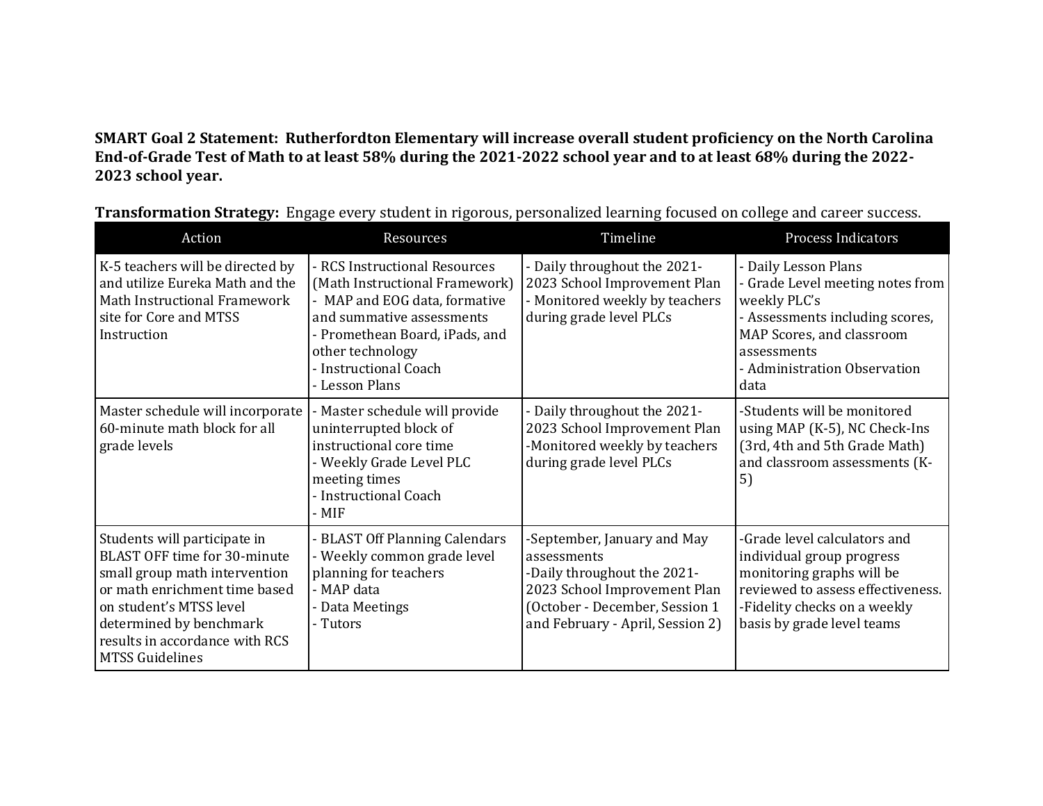**SMART Goal 2 Statement: Rutherfordton Elementary will increase overall student proficiency on the North Carolina End-of-Grade Test of Math to at least 58% during the 2021-2022 school year and to at least 68% during the 2022-2023 school year.**

**Transformation Strategy:** Engage every student in rigorous, personalized learning focused on college and career success.

| Action | Resources | Timeline | Process Indicators |
|---|---|---|---|
| K-5 teachers will be directed by and utilize Eureka Math and the Math Instructional Framework site for Core and MTSS Instruction | - RCS Instructional Resources (Math Instructional Framework)<br>- MAP and EOG data, formative and summative assessments<br>- Promethean Board, iPads, and other technology<br>- Instructional Coach<br>- Lesson Plans | - Daily throughout the 2021-2023 School Improvement Plan<br>- Monitored weekly by teachers during grade level PLCs | - Daily Lesson Plans<br>- Grade Level meeting notes from weekly PLC's<br>- Assessments including scores, MAP Scores, and classroom assessments<br>- Administration Observation data |
| Master schedule will incorporate 60-minute math block for all grade levels | - Master schedule will provide uninterrupted block of instructional core time<br>- Weekly Grade Level PLC meeting times<br>- Instructional Coach<br>- MIF | - Daily throughout the 2021-2023 School Improvement Plan<br>-Monitored weekly by teachers during grade level PLCs | -Students will be monitored using MAP (K-5), NC Check-Ins (3rd, 4th and 5th Grade Math) and classroom assessments (K-5) |
| Students will participate in BLAST OFF time for 30-minute small group math intervention or math enrichment time based on student's MTSS level determined by benchmark results in accordance with RCS MTSS Guidelines | - BLAST Off Planning Calendars<br>- Weekly common grade level planning for teachers<br>- MAP data<br>- Data Meetings<br>- Tutors | -September, January and May assessments<br>-Daily throughout the 2021-2023 School Improvement Plan (October - December, Session 1 and February - April, Session 2) | -Grade level calculators and individual group progress monitoring graphs will be reviewed to assess effectiveness.<br>-Fidelity checks on a weekly basis by grade level teams |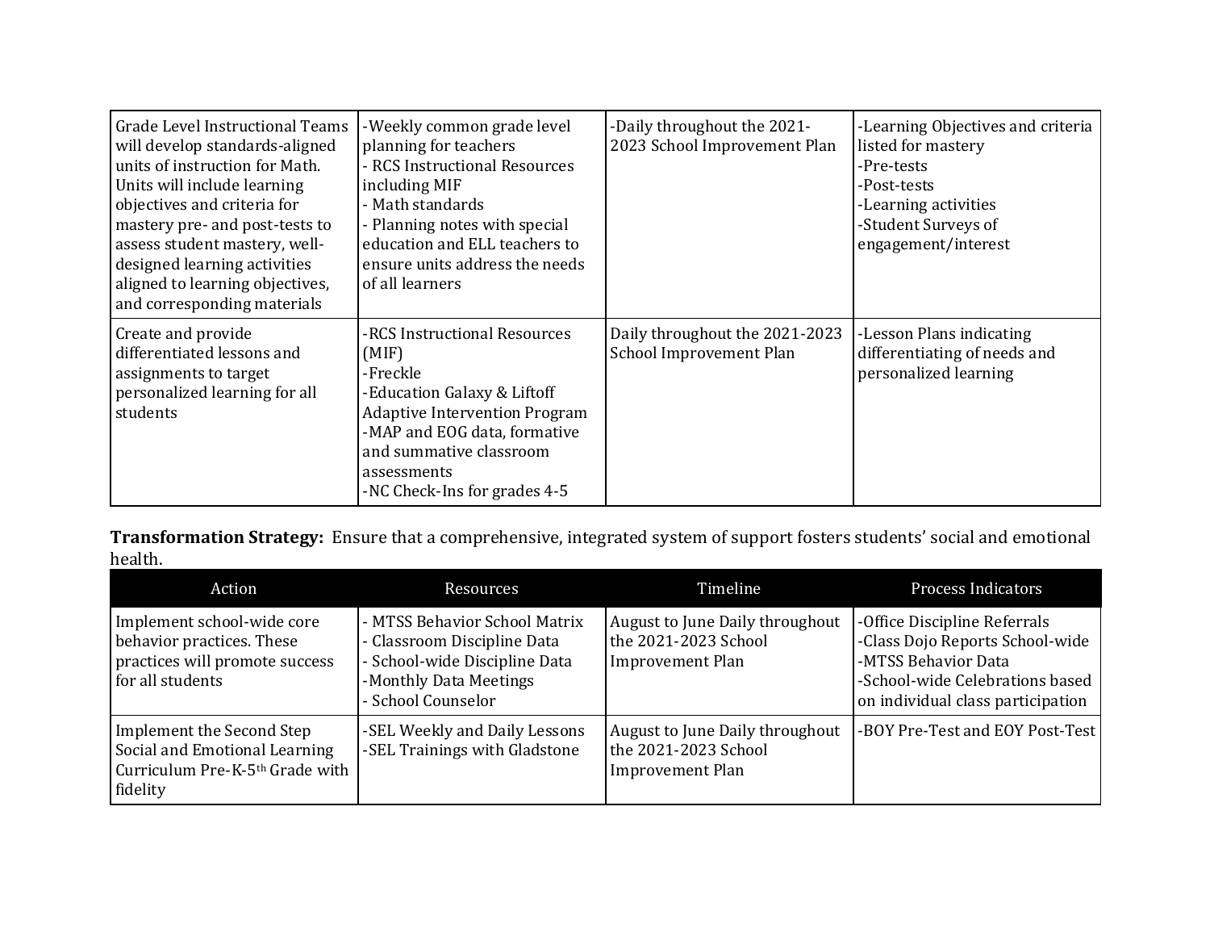| | | | |
|---|---|---|---|
| Grade Level Instructional Teams will develop standards-aligned units of instruction for Math. Units will include learning objectives and criteria for mastery pre- and post-tests to assess student mastery, well-designed learning activities aligned to learning objectives, and corresponding materials | -Weekly common grade level planning for teachers<br>- RCS Instructional Resources including MIF<br>- Math standards<br>- Planning notes with special education and ELL teachers to ensure units address the needs of all learners | -Daily throughout the 2021-2023 School Improvement Plan | -Learning Objectives and criteria listed for mastery<br>-Pre-tests<br>-Post-tests<br>-Learning activities<br>-Student Surveys of engagement/interest |
| Create and provide differentiated lessons and assignments to target personalized learning for all students | -RCS Instructional Resources (MIF)<br>-Freckle<br>-Education Galaxy & Liftoff Adaptive Intervention Program<br>-MAP and EOG data, formative and summative classroom assessments<br>-NC Check-Ins for grades 4-5 | Daily throughout the 2021-2023 School Improvement Plan | -Lesson Plans indicating differentiating of needs and personalized learning |

**Transformation Strategy:** Ensure that a comprehensive, integrated system of support fosters students' social and emotional health.

| Action | Resources | Timeline | Process Indicators |
|---|---|---|---|
| Implement school-wide core behavior practices. These practices will promote success for all students | - MTSS Behavior School Matrix<br>- Classroom Discipline Data<br>- School-wide Discipline Data<br>-Monthly Data Meetings<br>- School Counselor | August to June Daily throughout the 2021-2023 School Improvement Plan | -Office Discipline Referrals<br>-Class Dojo Reports School-wide<br>-MTSS Behavior Data<br>-School-wide Celebrations based on individual class participation |
| Implement the Second Step Social and Emotional Learning Curriculum Pre-K-5th Grade with fidelity | -SEL Weekly and Daily Lessons<br>-SEL Trainings with Gladstone | August to June Daily throughout the 2021-2023 School Improvement Plan | -BOY Pre-Test and EOY Post-Test |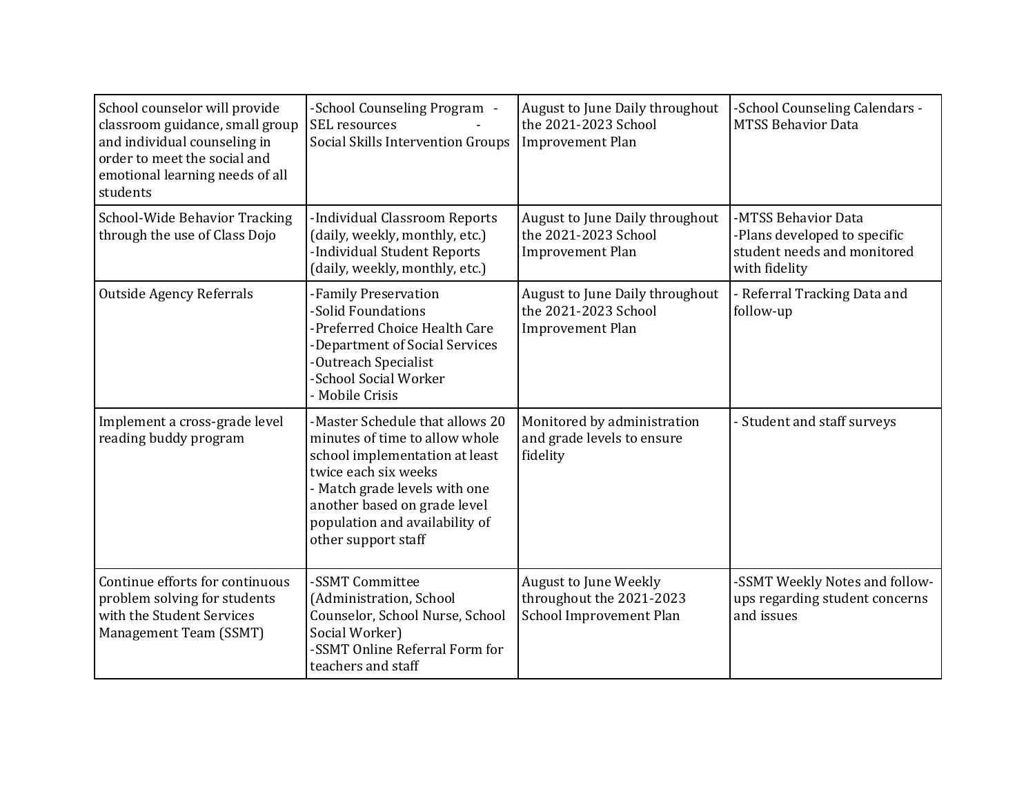| | | | |
|---|---|---|---|
| School counselor will provide classroom guidance, small group and individual counseling in order to meet the social and emotional learning needs of all students | -School Counseling Program -SEL resources -Social Skills Intervention Groups | August to June Daily throughout the 2021-2023 School Improvement Plan | -School Counseling Calendars -MTSS Behavior Data |
| School-Wide Behavior Tracking through the use of Class Dojo | -Individual Classroom Reports (daily, weekly, monthly, etc.)<br>-Individual Student Reports (daily, weekly, monthly, etc.) | August to June Daily throughout the 2021-2023 School Improvement Plan | -MTSS Behavior Data<br>-Plans developed to specific student needs and monitored with fidelity |
| Outside Agency Referrals | -Family Preservation<br>-Solid Foundations<br>-Preferred Choice Health Care<br>-Department of Social Services<br>-Outreach Specialist<br>-School Social Worker<br>- Mobile Crisis | August to June Daily throughout the 2021-2023 School Improvement Plan | - Referral Tracking Data and follow-up |
| Implement a cross-grade level reading buddy program | -Master Schedule that allows 20 minutes of time to allow whole school implementation at least twice each six weeks<br>- Match grade levels with one another based on grade level population and availability of other support staff | Monitored by administration and grade levels to ensure fidelity | - Student and staff surveys |
| Continue efforts for continuous problem solving for students with the Student Services Management Team (SSMT) | -SSMT Committee (Administration, School Counselor, School Nurse, School Social Worker)<br>-SSMT Online Referral Form for teachers and staff | August to June Weekly throughout the 2021-2023 School Improvement Plan | -SSMT Weekly Notes and follow-ups regarding student concerns and issues |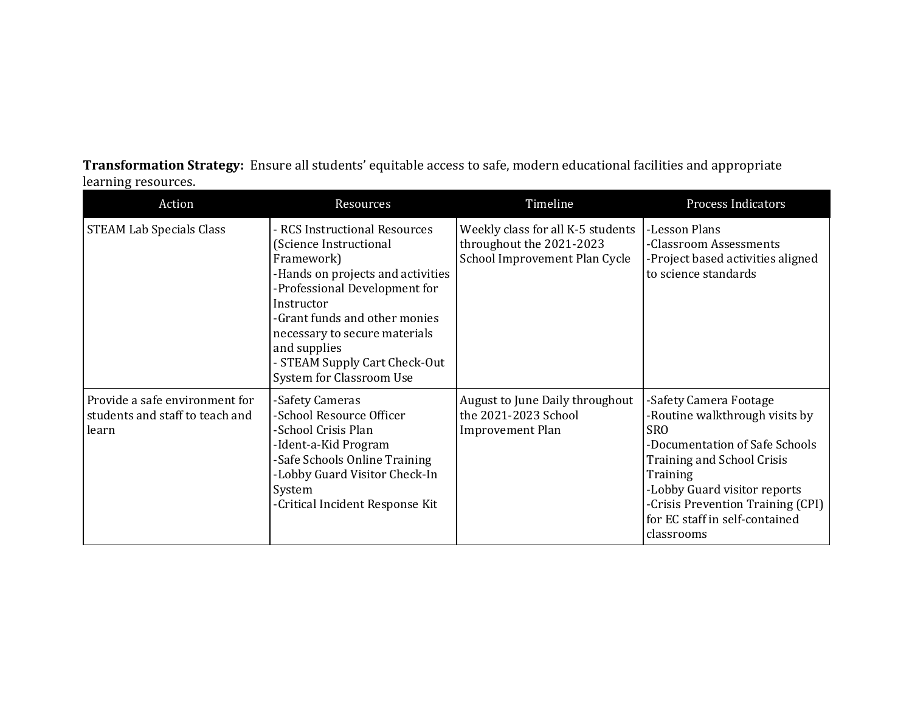**Transformation Strategy:** Ensure all students' equitable access to safe, modern educational facilities and appropriate learning resources.

| Action | Resources | Timeline | Process Indicators |
|---|---|---|---|
| STEAM Lab Specials Class | - RCS Instructional Resources (Science Instructional Framework)<br>-Hands on projects and activities<br>-Professional Development for Instructor<br>-Grant funds and other monies necessary to secure materials and supplies<br>- STEAM Supply Cart Check-Out System for Classroom Use | Weekly class for all K-5 students throughout the 2021-2023 School Improvement Plan Cycle | -Lesson Plans<br>-Classroom Assessments<br>-Project based activities aligned to science standards |
| Provide a safe environment for students and staff to teach and learn | -Safety Cameras<br>-School Resource Officer<br>-School Crisis Plan<br>-Ident-a-Kid Program<br>-Safe Schools Online Training<br>-Lobby Guard Visitor Check-In System<br>-Critical Incident Response Kit | August to June Daily throughout the 2021-2023 School Improvement Plan | -Safety Camera Footage<br>-Routine walkthrough visits by SRO<br>-Documentation of Safe Schools Training and School Crisis Training<br>-Lobby Guard visitor reports<br>-Crisis Prevention Training (CPI) for EC staff in self-contained classrooms |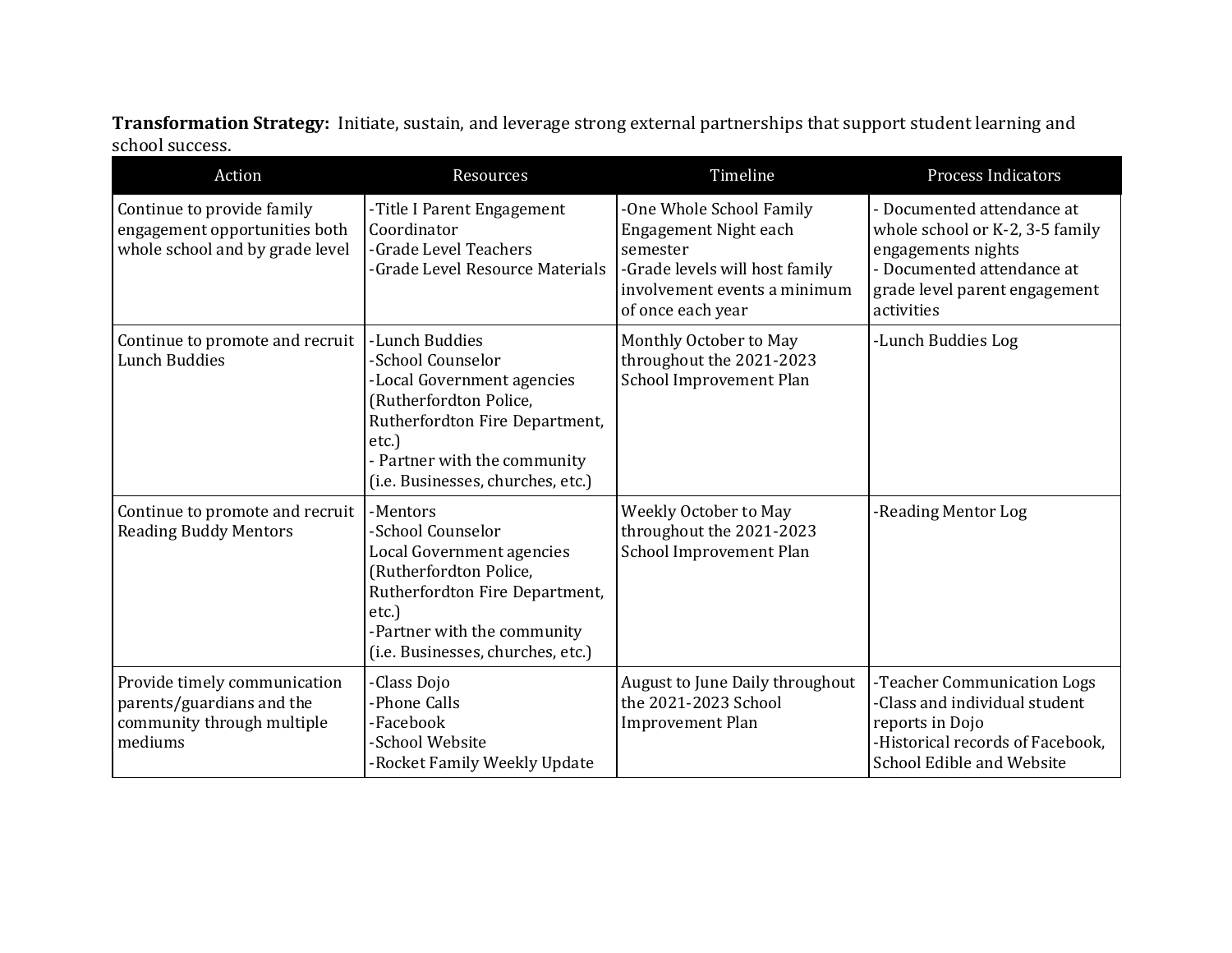**Transformation Strategy:** Initiate, sustain, and leverage strong external partnerships that support student learning and school success.

| Action | Resources | Timeline | Process Indicators |
|---|---|---|---|
| Continue to provide family engagement opportunities both whole school and by grade level | -Title I Parent Engagement Coordinator<br>-Grade Level Teachers<br>-Grade Level Resource Materials | -One Whole School Family Engagement Night each semester<br>-Grade levels will host family involvement events a minimum of once each year | - Documented attendance at whole school or K-2, 3-5 family engagements nights<br>- Documented attendance at grade level parent engagement activities |
| Continue to promote and recruit Lunch Buddies | -Lunch Buddies<br>-School Counselor<br>-Local Government agencies (Rutherfordton Police, Rutherfordton Fire Department, etc.)<br>- Partner with the community (i.e. Businesses, churches, etc.) | Monthly October to May throughout the 2021-2023 School Improvement Plan | -Lunch Buddies Log |
| Continue to promote and recruit Reading Buddy Mentors | -Mentors<br>-School Counselor<br>Local Government agencies (Rutherfordton Police, Rutherfordton Fire Department, etc.)<br>-Partner with the community (i.e. Businesses, churches, etc.) | Weekly October to May throughout the 2021-2023 School Improvement Plan | -Reading Mentor Log |
| Provide timely communication parents/guardians and the community through multiple mediums | -Class Dojo<br>-Phone Calls<br>-Facebook<br>-School Website<br>-Rocket Family Weekly Update | August to June Daily throughout the 2021-2023 School Improvement Plan | -Teacher Communication Logs<br>-Class and individual student reports in Dojo<br>-Historical records of Facebook, School Edible and Website |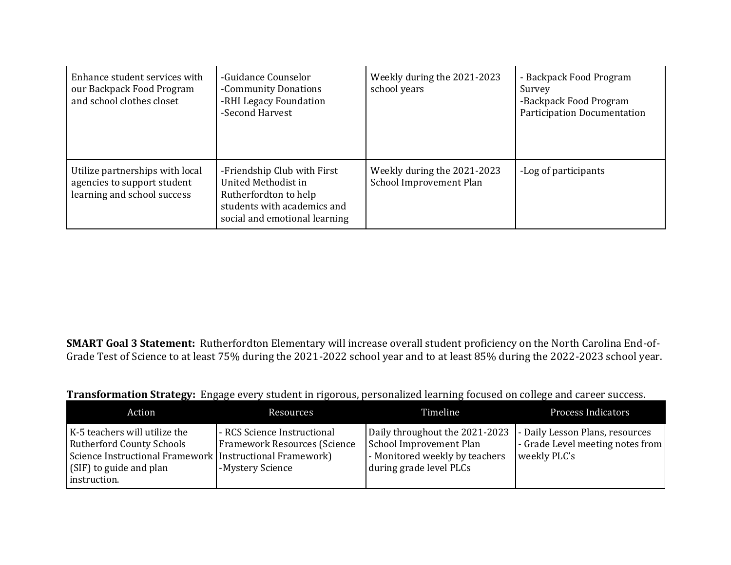| | | | |
|---|---|---|---|
| Enhance student services with our Backpack Food Program and school clothes closet | -Guidance Counselor<br>-Community Donations<br>-RHI Legacy Foundation<br>-Second Harvest | Weekly during the 2021-2023 school years | - Backpack Food Program Survey<br>-Backpack Food Program Participation Documentation |
| Utilize partnerships with local agencies to support student learning and school success | -Friendship Club with First United Methodist in Rutherfordton to help students with academics and social and emotional learning | Weekly during the 2021-2023 School Improvement Plan | -Log of participants |

**SMART Goal 3 Statement:** Rutherfordton Elementary will increase overall student proficiency on the North Carolina End-of-Grade Test of Science to at least 75% during the 2021-2022 school year and to at least 85% during the 2022-2023 school year.

**Transformation Strategy:** Engage every student in rigorous, personalized learning focused on college and career success.

| Action | Resources | Timeline | Process Indicators |
|---|---|---|---|
| K-5 teachers will utilize the Rutherford County Schools Science Instructional Framework (SIF) to guide and plan instruction. | - RCS Science Instructional Framework Resources (Science Instructional Framework)<br>-Mystery Science | Daily throughout the 2021-2023 School Improvement Plan<br>- Monitored weekly by teachers during grade level PLCs | - Daily Lesson Plans, resources<br>- Grade Level meeting notes from weekly PLC's |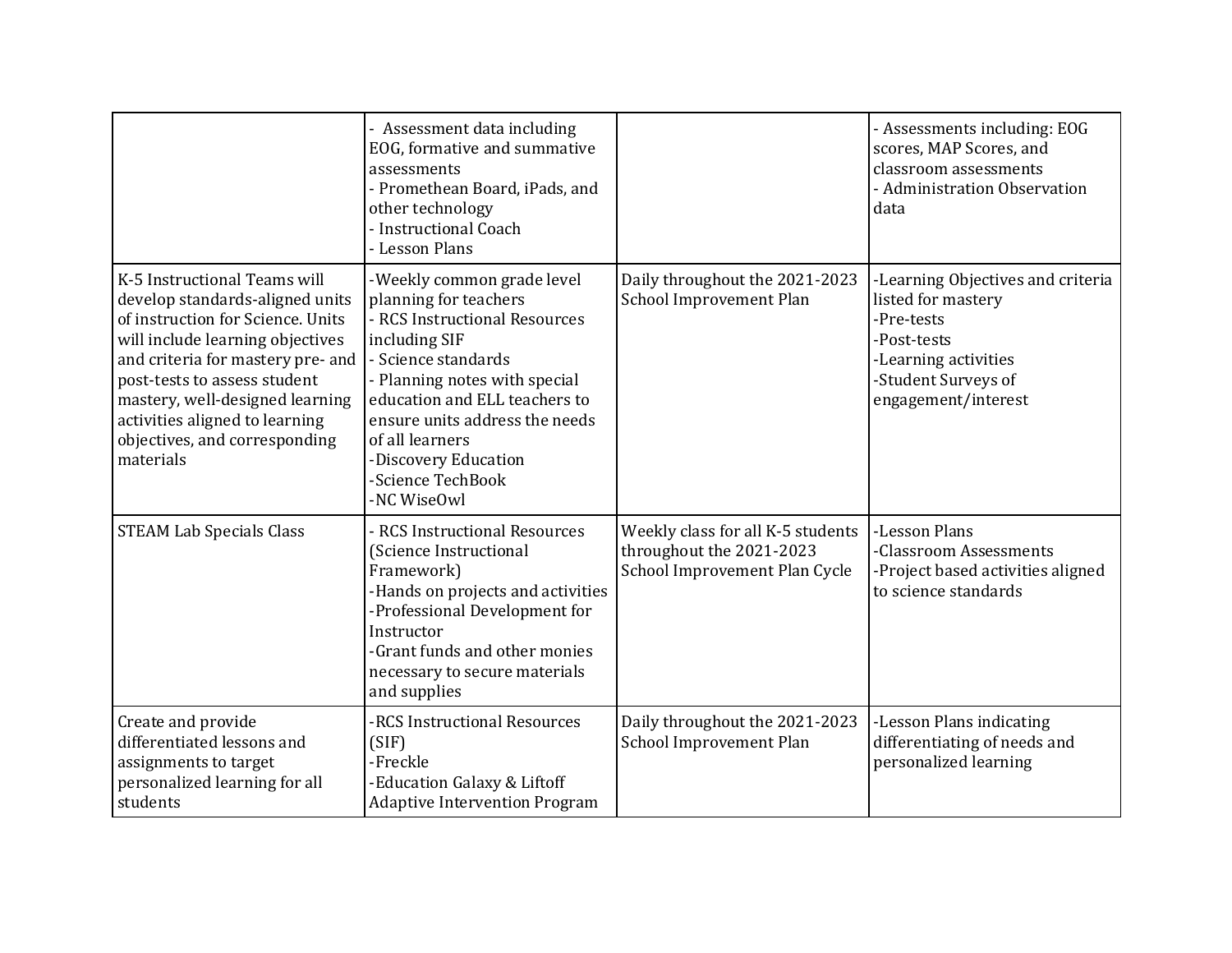| | | | |
|---|---|---|---|
| | - Assessment data including EOG, formative and summative assessments<br>- Promethean Board, iPads, and other technology<br>- Instructional Coach<br>- Lesson Plans | | - Assessments including: EOG scores, MAP Scores, and classroom assessments<br>- Administration Observation data |
| K-5 Instructional Teams will develop standards-aligned units of instruction for Science. Units will include learning objectives and criteria for mastery pre- and post-tests to assess student mastery, well-designed learning activities aligned to learning objectives, and corresponding materials | -Weekly common grade level planning for teachers<br>- RCS Instructional Resources including SIF<br>- Science standards<br>- Planning notes with special education and ELL teachers to ensure units address the needs of all learners<br>-Discovery Education<br>-Science TechBook<br>-NC WiseOwl | Daily throughout the 2021-2023 School Improvement Plan | -Learning Objectives and criteria listed for mastery<br>-Pre-tests<br>-Post-tests<br>-Learning activities<br>-Student Surveys of engagement/interest |
| STEAM Lab Specials Class | - RCS Instructional Resources (Science Instructional Framework)<br>-Hands on projects and activities<br>-Professional Development for Instructor<br>-Grant funds and other monies necessary to secure materials and supplies | Weekly class for all K-5 students throughout the 2021-2023 School Improvement Plan Cycle | -Lesson Plans<br>-Classroom Assessments<br>-Project based activities aligned to science standards |
| Create and provide differentiated lessons and assignments to target personalized learning for all students | -RCS Instructional Resources (SIF)<br>-Freckle<br>-Education Galaxy & Liftoff Adaptive Intervention Program | Daily throughout the 2021-2023 School Improvement Plan | -Lesson Plans indicating differentiating of needs and personalized learning |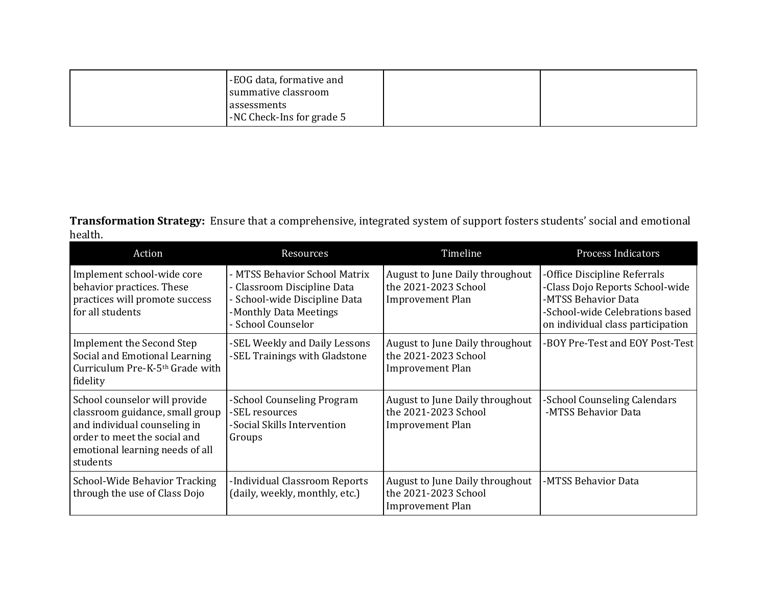| | | | |
|---|---|---|---|
| | -EOG data, formative and summative classroom assessments<br>-NC Check-Ins for grade 5 | | |

**Transformation Strategy:** Ensure that a comprehensive, integrated system of support fosters students' social and emotional health.

| Action | Resources | Timeline | Process Indicators |
|---|---|---|---|
| Implement school-wide core behavior practices. These practices will promote success for all students | - MTSS Behavior School Matrix<br>- Classroom Discipline Data<br>- School-wide Discipline Data<br>-Monthly Data Meetings<br>- School Counselor | August to June Daily throughout the 2021-2023 School Improvement Plan | -Office Discipline Referrals<br>-Class Dojo Reports School-wide<br>-MTSS Behavior Data<br>-School-wide Celebrations based on individual class participation |
| Implement the Second Step Social and Emotional Learning Curriculum Pre-K-5th Grade with fidelity | -SEL Weekly and Daily Lessons<br>-SEL Trainings with Gladstone | August to June Daily throughout the 2021-2023 School Improvement Plan | -BOY Pre-Test and EOY Post-Test |
| School counselor will provide classroom guidance, small group and individual counseling in order to meet the social and emotional learning needs of all students | -School Counseling Program<br>-SEL resources<br>-Social Skills Intervention Groups | August to June Daily throughout the 2021-2023 School Improvement Plan | -School Counseling Calendars<br>-MTSS Behavior Data |
| School-Wide Behavior Tracking through the use of Class Dojo | -Individual Classroom Reports (daily, weekly, monthly, etc.) | August to June Daily throughout the 2021-2023 School Improvement Plan | -MTSS Behavior Data |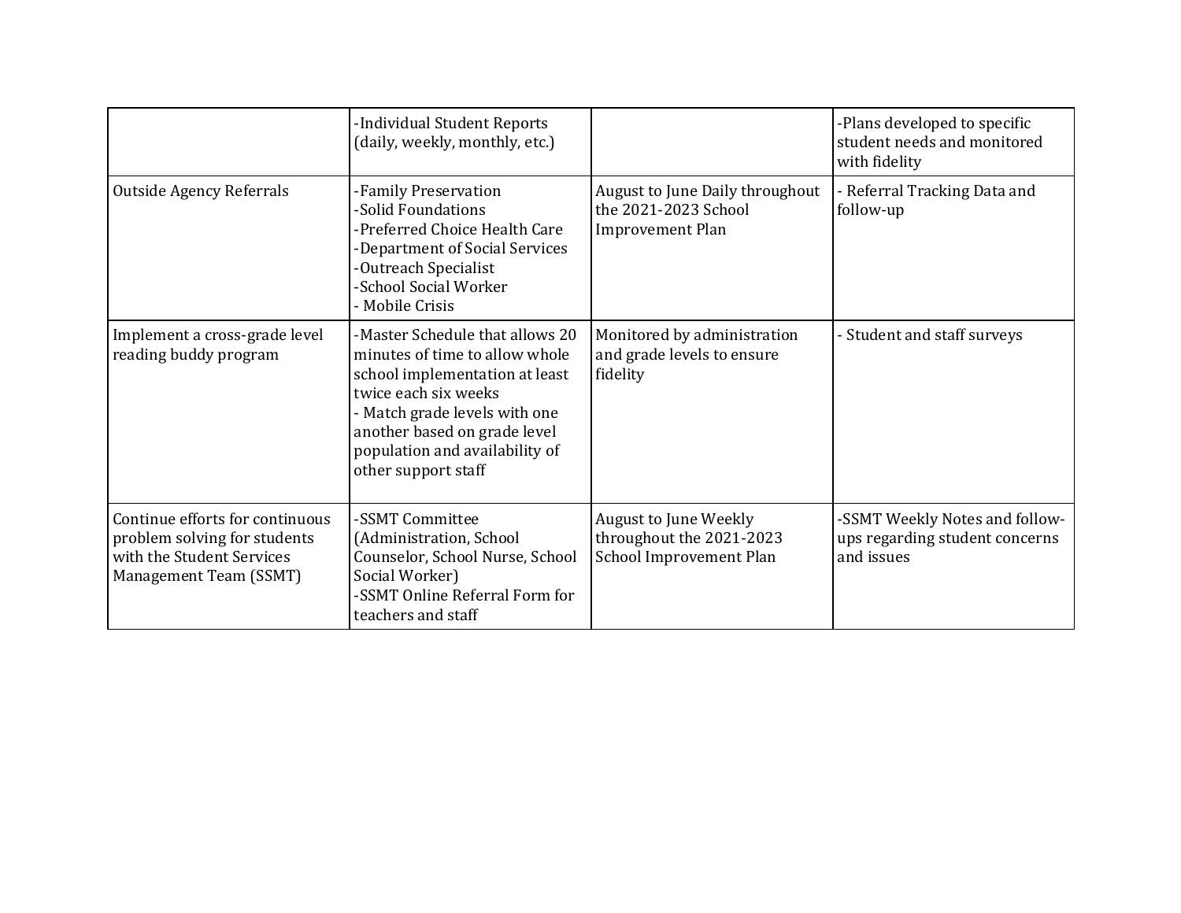| | | | |
|---|---|---|---|
| | -Individual Student Reports (daily, weekly, monthly, etc.) | | -Plans developed to specific student needs and monitored with fidelity |
| Outside Agency Referrals | -Family Preservation<br>-Solid Foundations<br>-Preferred Choice Health Care<br>-Department of Social Services<br>-Outreach Specialist<br>-School Social Worker<br>- Mobile Crisis | August to June Daily throughout the 2021-2023 School Improvement Plan | - Referral Tracking Data and follow-up |
| Implement a cross-grade level reading buddy program | -Master Schedule that allows 20 minutes of time to allow whole school implementation at least twice each six weeks<br>- Match grade levels with one another based on grade level population and availability of other support staff | Monitored by administration and grade levels to ensure fidelity | - Student and staff surveys |
| Continue efforts for continuous problem solving for students with the Student Services Management Team (SSMT) | -SSMT Committee (Administration, School Counselor, School Nurse, School Social Worker)<br>-SSMT Online Referral Form for teachers and staff | August to June Weekly throughout the 2021-2023 School Improvement Plan | -SSMT Weekly Notes and follow-ups regarding student concerns and issues |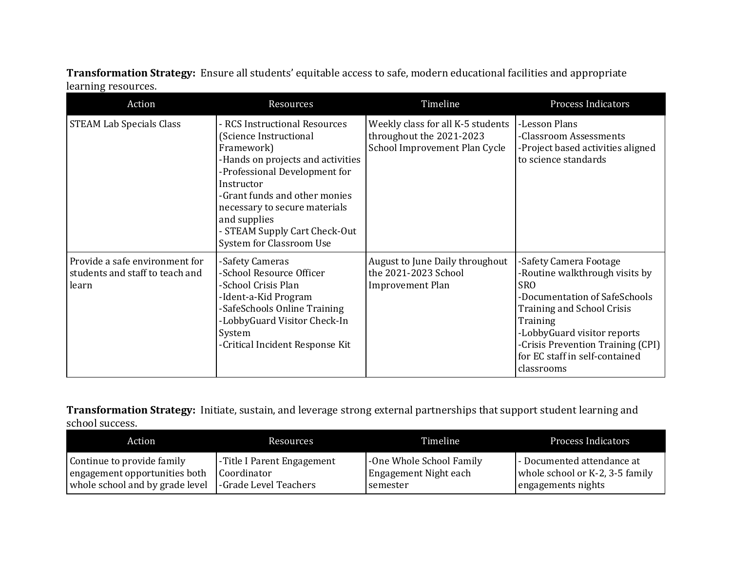**Transformation Strategy:** Ensure all students' equitable access to safe, modern educational facilities and appropriate learning resources.

| Action | Resources | Timeline | Process Indicators |
|---|---|---|---|
| STEAM Lab Specials Class | - RCS Instructional Resources (Science Instructional Framework)<br>-Hands on projects and activities<br>-Professional Development for Instructor<br>-Grant funds and other monies necessary to secure materials and supplies<br>- STEAM Supply Cart Check-Out System for Classroom Use | Weekly class for all K-5 students throughout the 2021-2023 School Improvement Plan Cycle | -Lesson Plans<br>-Classroom Assessments<br>-Project based activities aligned to science standards |
| Provide a safe environment for students and staff to teach and learn | -Safety Cameras<br>-School Resource Officer<br>-School Crisis Plan<br>-Ident-a-Kid Program<br>-SafeSchools Online Training<br>-LobbyGuard Visitor Check-In System<br>-Critical Incident Response Kit | August to June Daily throughout the 2021-2023 School Improvement Plan | -Safety Camera Footage<br>-Routine walkthrough visits by SRO<br>-Documentation of SafeSchools Training and School Crisis Training<br>-LobbyGuard visitor reports<br>-Crisis Prevention Training (CPI) for EC staff in self-contained classrooms |

**Transformation Strategy:** Initiate, sustain, and leverage strong external partnerships that support student learning and school success.

| Action | Resources | Timeline | Process Indicators |
|---|---|---|---|
| Continue to provide family engagement opportunities both whole school and by grade level | -Title I Parent Engagement Coordinator<br>-Grade Level Teachers | -One Whole School Family Engagement Night each semester | - Documented attendance at whole school or K-2, 3-5 family engagements nights |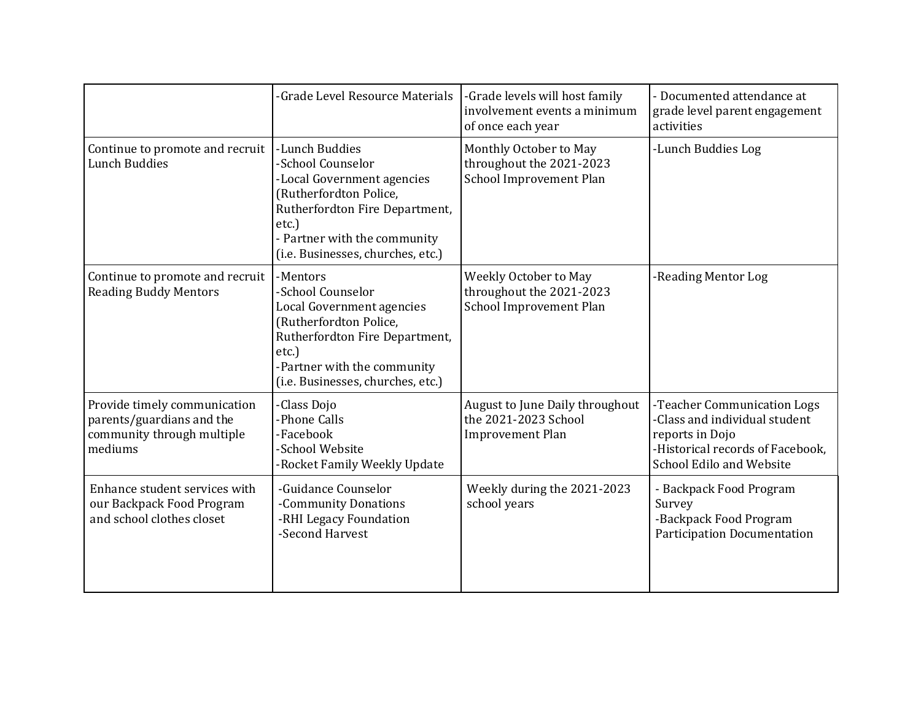| | | | |
|---|---|---|---|
| | -Grade Level Resource Materials | -Grade levels will host family involvement events a minimum of once each year | - Documented attendance at grade level parent engagement activities |
| Continue to promote and recruit Lunch Buddies | -Lunch Buddies<br>-School Counselor<br>-Local Government agencies (Rutherfordton Police, Rutherfordton Fire Department, etc.)<br>- Partner with the community (i.e. Businesses, churches, etc.) | Monthly October to May throughout the 2021-2023 School Improvement Plan | -Lunch Buddies Log |
| Continue to promote and recruit Reading Buddy Mentors | -Mentors<br>-School Counselor<br>Local Government agencies (Rutherfordton Police, Rutherfordton Fire Department, etc.)<br>-Partner with the community (i.e. Businesses, churches, etc.) | Weekly October to May throughout the 2021-2023 School Improvement Plan | -Reading Mentor Log |
| Provide timely communication parents/guardians and the community through multiple mediums | -Class Dojo<br>-Phone Calls<br>-Facebook<br>-School Website<br>-Rocket Family Weekly Update | August to June Daily throughout the 2021-2023 School Improvement Plan | -Teacher Communication Logs<br>-Class and individual student reports in Dojo<br>-Historical records of Facebook, School Edilo and Website |
| Enhance student services with our Backpack Food Program and school clothes closet | -Guidance Counselor<br>-Community Donations<br>-RHI Legacy Foundation<br>-Second Harvest | Weekly during the 2021-2023 school years | - Backpack Food Program Survey<br>-Backpack Food Program Participation Documentation |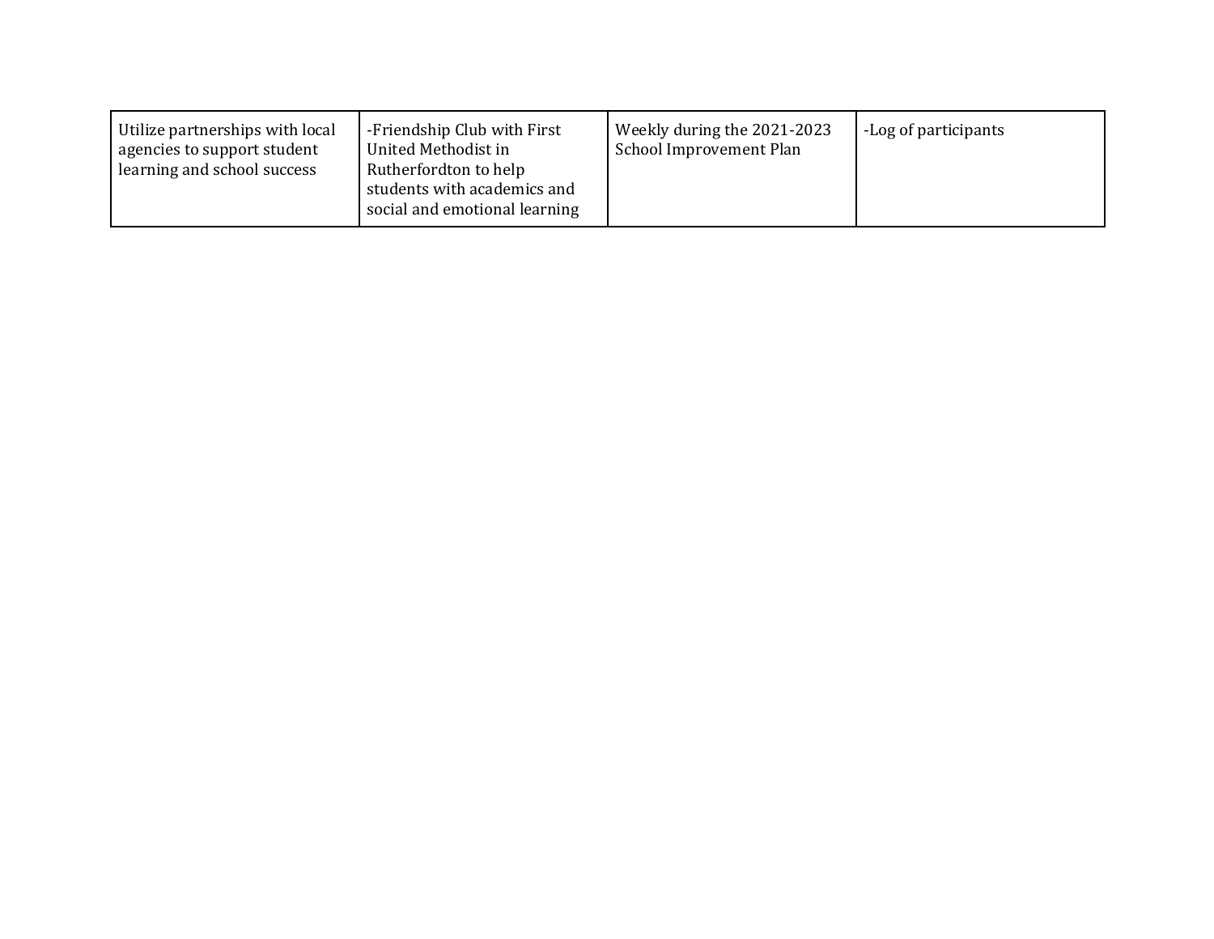| | | | |
|---|---|---|---|
| Utilize partnerships with local agencies to support student learning and school success | -Friendship Club with First United Methodist in Rutherfordton to help students with academics and social and emotional learning | Weekly during the 2021-2023 School Improvement Plan | -Log of participants |